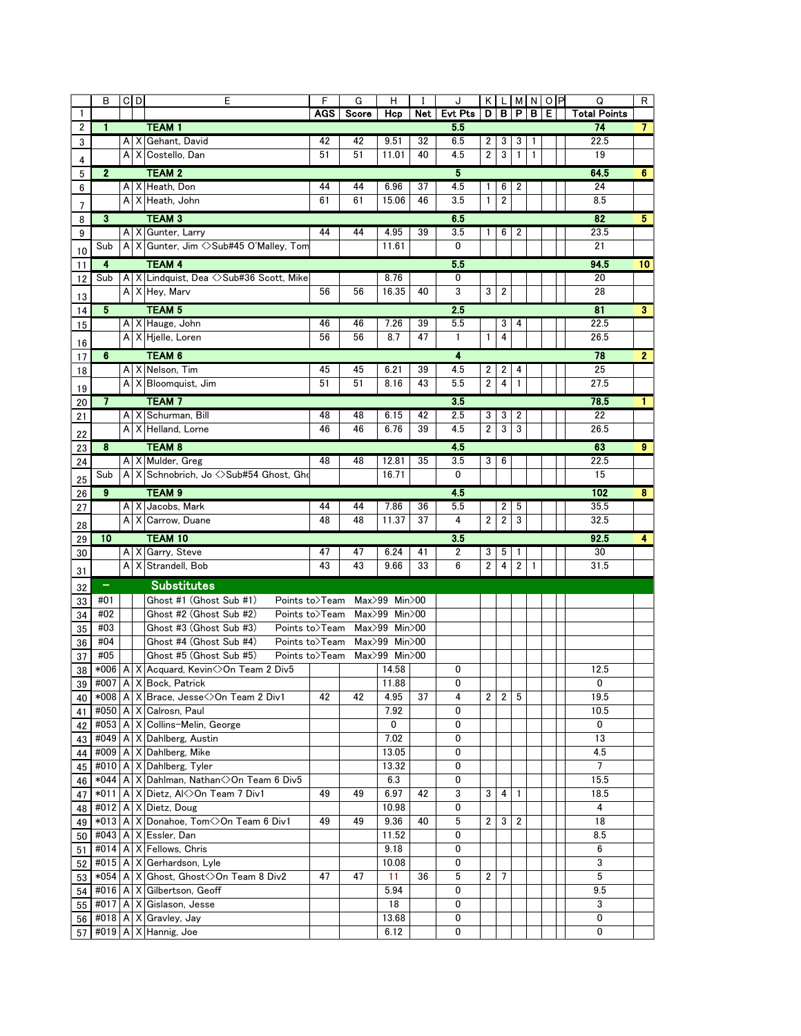| | B | C | D | E | F | G | H | I | J | K | L | M | N | O | P | Q | R |
|---|---|---|---|---|---|---|---|---|---|---|---|---|---|---|---|---|---|
| 1 | | | | | AGS | Score | Hcp | Net | Evt Pts | D | B | P | B | E | | Total Points | |
| 2 | 1 | | | TEAM 1 | | | | | 5.5 | | | | | | | 74 | 7 |
| 3 | | A | X | Gehant, David | 42 | 42 | 9.51 | 32 | 6.5 | 2 | 3 | 3 | 1 | | | 22.5 | |
| 4 | | A | X | Costello, Dan | 51 | 51 | 11.01 | 40 | 4.5 | 2 | 3 | 1 | 1 | | | 19 | |
| 5 | 2 | | | TEAM 2 | | | | | 5 | | | | | | | 64.5 | 6 |
| 6 | | A | X | Heath, Don | 44 | 44 | 6.96 | 37 | 4.5 | 1 | 6 | 2 | | | | 24 | |
| 7 | | A | X | Heath, John | 61 | 61 | 15.06 | 46 | 3.5 | 1 | 2 | | | | | 8.5 | |
| 8 | 3 | | | TEAM 3 | | | | | 6.5 | | | | | | | 82 | 5 |
| 9 | | A | X | Gunter, Larry | 44 | 44 | 4.95 | 39 | 3.5 | 1 | 6 | 2 | | | | 23.5 | |
| 10 | Sub | A | X | Gunter, Jim <>Sub#45 O'Malley, Tom | | | 11.61 | | 0 | | | | | | | 21 | |
| 11 | 4 | | | TEAM 4 | | | | | 5.5 | | | | | | | 94.5 | 10 |
| 12 | Sub | A | X | Lindquist, Dea <>Sub#36 Scott, Mike | | | 8.76 | | 0 | | | | | | | 20 | |
| 13 | | A | X | Hey, Marv | 56 | 56 | 16.35 | 40 | 3 | 3 | 2 | | | | | 28 | |
| 14 | 5 | | | TEAM 5 | | | | | 2.5 | | | | | | | 81 | 3 |
| 15 | | A | X | Hauge, John | 46 | 46 | 7.26 | 39 | 5.5 | | 3 | 4 | | | | 22.5 | |
| 16 | | A | X | Hjelle, Loren | 56 | 56 | 8.7 | 47 | 1 | 1 | 4 | | | | | 26.5 | |
| 17 | 6 | | | TEAM 6 | | | | | 4 | | | | | | | 78 | 2 |
| 18 | | A | X | Nelson, Tim | 45 | 45 | 6.21 | 39 | 4.5 | 2 | 2 | 4 | | | | 25 | |
| 19 | | A | X | Bloomquist, Jim | 51 | 51 | 8.16 | 43 | 5.5 | 2 | 4 | 1 | | | | 27.5 | |
| 20 | 7 | | | TEAM 7 | | | | | 3.5 | | | | | | | 78.5 | 1 |
| 21 | | A | X | Schurman, Bill | 48 | 48 | 6.15 | 42 | 2.5 | 3 | 3 | 2 | | | | 22 | |
| 22 | | A | X | Helland, Lorne | 46 | 46 | 6.76 | 39 | 4.5 | 2 | 3 | 3 | | | | 26.5 | |
| 23 | 8 | | | TEAM 8 | | | | | 4.5 | | | | | | | 63 | 9 |
| 24 | | A | X | Mulder, Greg | 48 | 48 | 12.81 | 35 | 3.5 | 3 | 6 | | | | | 22.5 | |
| 25 | Sub | A | X | Schnobrich, Jo <>Sub#54 Ghost, Gho | | | 16.71 | | 0 | | | | | | | 15 | |
| 26 | 9 | | | TEAM 9 | | | | | 4.5 | | | | | | | 102 | 8 |
| 27 | | A | X | Jacobs, Mark | 44 | 44 | 7.86 | 36 | 5.5 | | 2 | 5 | | | | 35.5 | |
| 28 | | A | X | Carrow, Duane | 48 | 48 | 11.37 | 37 | 4 | 2 | 2 | 3 | | | | 32.5 | |
| 29 | 10 | | | TEAM 10 | | | | | 3.5 | | | | | | | 92.5 | 4 |
| 30 | | A | X | Garry, Steve | 47 | 47 | 6.24 | 41 | 2 | 3 | 5 | 1 | | | | 30 | |
| 31 | | A | X | Strandell, Bob | 43 | 43 | 9.66 | 33 | 6 | 2 | 4 | 2 | 1 | | | 31.5 | |
| 32 | – | | | Substitutes | | | | | | | | | | | | | |
| 33 | #01 | | | Ghost #1 (Ghost Sub #1) | Points to | Team | Max>99 Min>00 | | | | | | | | | | |
| 34 | #02 | | | Ghost #2 (Ghost Sub #2) | Points to | Team | Max>99 Min>00 | | | | | | | | | | |
| 35 | #03 | | | Ghost #3 (Ghost Sub #3) | Points to | Team | Max>99 Min>00 | | | | | | | | | | |
| 36 | #04 | | | Ghost #4 (Ghost Sub #4) | Points to | Team | Max>99 Min>00 | | | | | | | | | | |
| 37 | #05 | | | Ghost #5 (Ghost Sub #5) | Points to | Team | Max>99 Min>00 | | | | | | | | | | |
| 38 | *006 | A | X | Acquard, Kevin<>On Team 2 Div5 | | | 14.58 | | 0 | | | | | | | 12.5 | |
| 39 | #007 | A | X | Bock, Patrick | | | 11.88 | | 0 | | | | | | | 0 | |
| 40 | *008 | A | X | Brace, Jesse<>On Team 2 Div1 | 42 | 42 | 4.95 | 37 | 4 | 2 | 2 | 5 | | | | 19.5 | |
| 41 | #050 | A | X | Calrosn, Paul | | | 7.92 | | 0 | | | | | | | 10.5 | |
| 42 | #053 | A | X | Collins-Melin, George | | | 0 | | 0 | | | | | | | 0 | |
| 43 | #049 | A | X | Dahlberg, Austin | | | 7.02 | | 0 | | | | | | | 13 | |
| 44 | #009 | A | X | Dahlberg, Mike | | | 13.05 | | 0 | | | | | | | 4.5 | |
| 45 | #010 | A | X | Dahlberg, Tyler | | | 13.32 | | 0 | | | | | | | 7 | |
| 46 | *044 | A | X | Dahlman, Nathan<>On Team 6 Div5 | | | 6.3 | | 0 | | | | | | | 15.5 | |
| 47 | *011 | A | X | Dietz, Al<>On Team 7 Div1 | 49 | 49 | 6.97 | 42 | 3 | 3 | 4 | 1 | | | | 18.5 | |
| 48 | #012 | A | X | Dietz, Doug | | | 10.98 | | 0 | | | | | | | 4 | |
| 49 | *013 | A | X | Donahoe, Tom<>On Team 6 Div1 | 49 | 49 | 9.36 | 40 | 5 | 2 | 3 | 2 | | | | 18 | |
| 50 | #043 | A | X | Essler, Dan | | | 11.52 | | 0 | | | | | | | 8.5 | |
| 51 | #014 | A | X | Fellows, Chris | | | 9.18 | | 0 | | | | | | | 6 | |
| 52 | #015 | A | X | Gerhardson, Lyle | | | 10.08 | | 0 | | | | | | | 3 | |
| 53 | *054 | A | X | Ghost, Ghost<>On Team 8 Div2 | 47 | 47 | 11 | 36 | 5 | 2 | 7 | | | | | 5 | |
| 54 | #016 | A | X | Gilbertson, Geoff | | | 5.94 | | 0 | | | | | | | 9.5 | |
| 55 | #017 | A | X | Gislason, Jesse | | | 18 | | 0 | | | | | | | 3 | |
| 56 | #018 | A | X | Gravley, Jay | | | 13.68 | | 0 | | | | | | | 0 | |
| 57 | #019 | A | X | Hannig, Joe | | | 6.12 | | 0 | | | | | | | 0 | |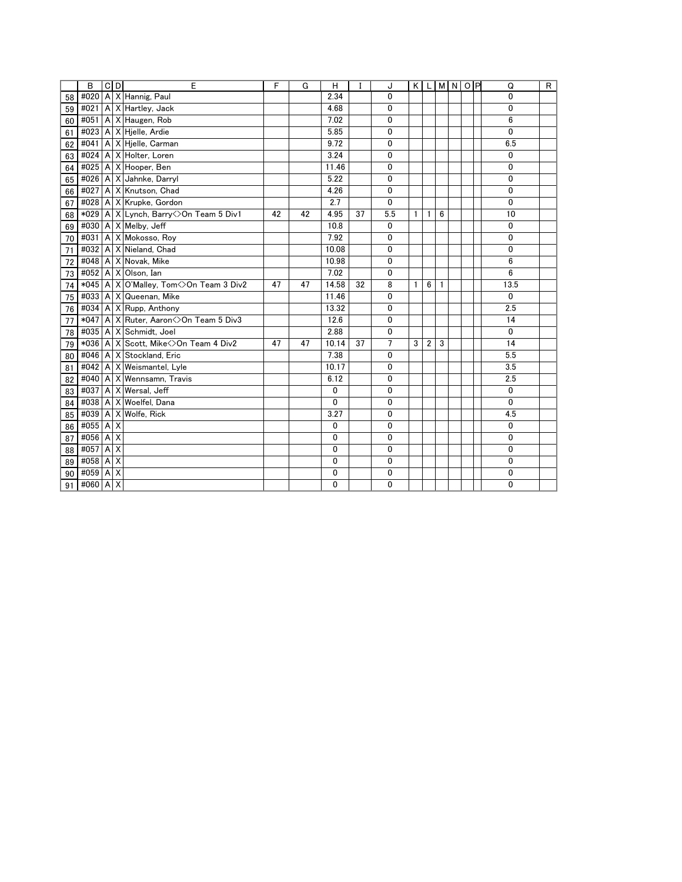| | B | C | D | E | F | G | H | I | J | K | L | M | N | O | P | Q | R |
|---|---|---|---|---|---|---|---|---|---|---|---|---|---|---|---|---|---|
| 58 | #020 | A | X | Hannig, Paul | | | 2.34 | | 0 | | | | | | | 0 | |
| 59 | #021 | A | X | Hartley, Jack | | | 4.68 | | 0 | | | | | | | 0 | |
| 60 | #051 | A | X | Haugen, Rob | | | 7.02 | | 0 | | | | | | | 6 | |
| 61 | #023 | A | X | Hjelle, Ardie | | | 5.85 | | 0 | | | | | | | 0 | |
| 62 | #041 | A | X | Hjelle, Carman | | | 9.72 | | 0 | | | | | | | 6.5 | |
| 63 | #024 | A | X | Holter, Loren | | | 3.24 | | 0 | | | | | | | 0 | |
| 64 | #025 | A | X | Hooper, Ben | | | 11.46 | | 0 | | | | | | | 0 | |
| 65 | #026 | A | X | Jahnke, Darryl | | | 5.22 | | 0 | | | | | | | 0 | |
| 66 | #027 | A | X | Knutson, Chad | | | 4.26 | | 0 | | | | | | | 0 | |
| 67 | #028 | A | X | Krupke, Gordon | | | 2.7 | | 0 | | | | | | | 0 | |
| 68 | *029 | A | X | Lynch, Barry◇On Team 5 Div1 | 42 | 42 | 4.95 | 37 | 5.5 | 1 | 1 | 6 | | | | 10 | |
| 69 | #030 | A | X | Melby, Jeff | | | 10.8 | | 0 | | | | | | | 0 | |
| 70 | #031 | A | X | Mokosso, Roy | | | 7.92 | | 0 | | | | | | | 0 | |
| 71 | #032 | A | X | Nieland, Chad | | | 10.08 | | 0 | | | | | | | 0 | |
| 72 | #048 | A | X | Novak, Mike | | | 10.98 | | 0 | | | | | | | 6 | |
| 73 | #052 | A | X | Olson, Ian | | | 7.02 | | 0 | | | | | | | 6 | |
| 74 | *045 | A | X | O'Malley, Tom◇On Team 3 Div2 | 47 | 47 | 14.58 | 32 | 8 | 1 | 6 | 1 | | | | 13.5 | |
| 75 | #033 | A | X | Queenan, Mike | | | 11.46 | | 0 | | | | | | | 0 | |
| 76 | #034 | A | X | Rupp, Anthony | | | 13.32 | | 0 | | | | | | | 2.5 | |
| 77 | *047 | A | X | Ruter, Aaron◇On Team 5 Div3 | | | 12.6 | | 0 | | | | | | | 14 | |
| 78 | #035 | A | X | Schmidt, Joel | | | 2.88 | | 0 | | | | | | | 0 | |
| 79 | *036 | A | X | Scott, Mike◇On Team 4 Div2 | 47 | 47 | 10.14 | 37 | 7 | 3 | 2 | 3 | | | | 14 | |
| 80 | #046 | A | X | Stockland, Eric | | | 7.38 | | 0 | | | | | | | 5.5 | |
| 81 | #042 | A | X | Weismantel, Lyle | | | 10.17 | | 0 | | | | | | | 3.5 | |
| 82 | #040 | A | X | Wennsamn, Travis | | | 6.12 | | 0 | | | | | | | 2.5 | |
| 83 | #037 | A | X | Wersal, Jeff | | | 0 | | 0 | | | | | | | 0 | |
| 84 | #038 | A | X | Woelfel, Dana | | | 0 | | 0 | | | | | | | 0 | |
| 85 | #039 | A | X | Wolfe, Rick | | | 3.27 | | 0 | | | | | | | 4.5 | |
| 86 | #055 | A | X | | | | 0 | | 0 | | | | | | | 0 | |
| 87 | #056 | A | X | | | | 0 | | 0 | | | | | | | 0 | |
| 88 | #057 | A | X | | | | 0 | | 0 | | | | | | | 0 | |
| 89 | #058 | A | X | | | | 0 | | 0 | | | | | | | 0 | |
| 90 | #059 | A | X | | | | 0 | | 0 | | | | | | | 0 | |
| 91 | #060 | A | X | | | | 0 | | 0 | | | | | | | 0 | |